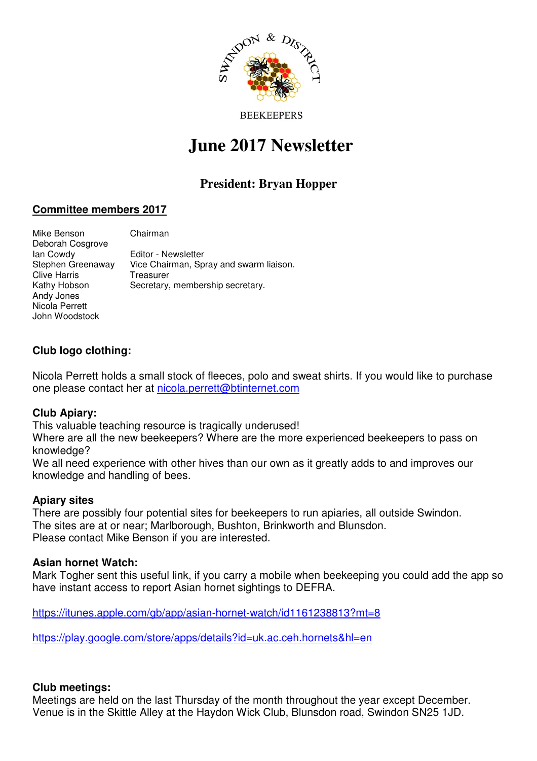SWINDON & DISTRICT

BEEKEEPERS

# June 2017 Newsletter

## President: Bryan Hopper

### Committee members 2017

| | |
|---|---|
| Mike Benson | Chairman |
| Deborah Cosgrove | |
| Ian Cowdy | Editor - Newsletter |
| Stephen Greenaway | Vice Chairman, Spray and swarm liaison. |
| Clive Harris | Treasurer |
| Kathy Hobson | Secretary, membership secretary. |
| Andy Jones | |
| Nicola Perrett | |
| John Woodstock | |

**Club logo clothing:**

Nicola Perrett holds a small stock of fleeces, polo and sweat shirts. If you would like to purchase one please contact her at nicola.perrett@btinternet.com

**Club Apiary:**

This valuable teaching resource is tragically underused!
Where are all the new beekeepers? Where are the more experienced beekeepers to pass on knowledge?
We all need experience with other hives than our own as it greatly adds to and improves our knowledge and handling of bees.

**Apiary sites**

There are possibly four potential sites for beekeepers to run apiaries, all outside Swindon.
The sites are at or near; Marlborough, Bushton, Brinkworth and Blunsdon.
Please contact Mike Benson if you are interested.

**Asian hornet Watch:**

Mark Togher sent this useful link, if you carry a mobile when beekeeping you could add the app so have instant access to report Asian hornet sightings to DEFRA.

https://itunes.apple.com/gb/app/asian-hornet-watch/id1161238813?mt=8

https://play.google.com/store/apps/details?id=uk.ac.ceh.hornets&hl=en

**Club meetings:**

Meetings are held on the last Thursday of the month throughout the year except December.
Venue is in the Skittle Alley at the Haydon Wick Club, Blunsdon road, Swindon SN25 1JD.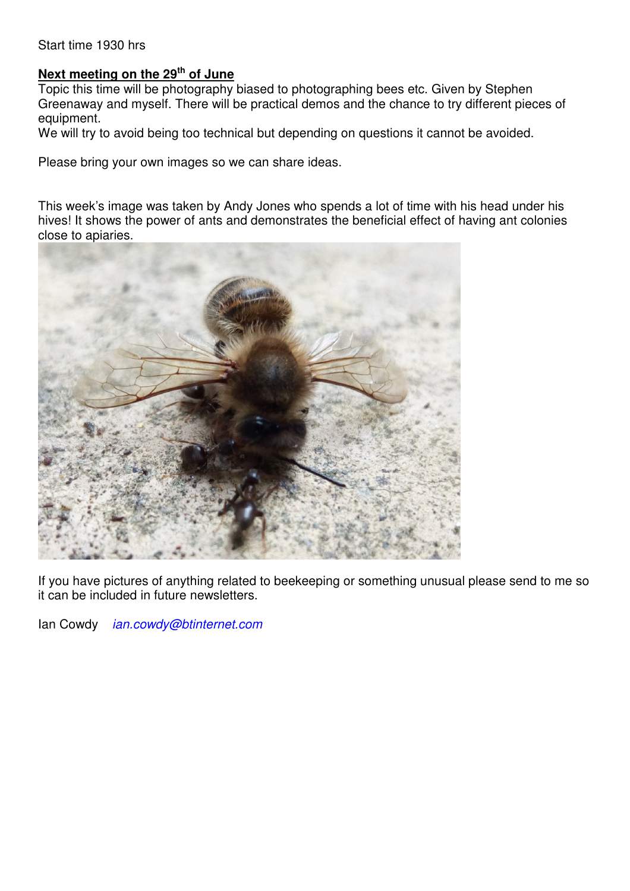Start time 1930 hrs

**Next meeting on the 29th of June**

Topic this time will be photography biased to photographing bees etc. Given by Stephen Greenaway and myself. There will be practical demos and the chance to try different pieces of equipment.

We will try to avoid being too technical but depending on questions it cannot be avoided.

Please bring your own images so we can share ideas.

This week's image was taken by Andy Jones who spends a lot of time with his head under his hives! It shows the power of ants and demonstrates the beneficial effect of having ant colonies close to apiaries.

If you have pictures of anything related to beekeeping or something unusual please send to me so it can be included in future newsletters.

Ian Cowdy *ian.cowdy@btinternet.com*